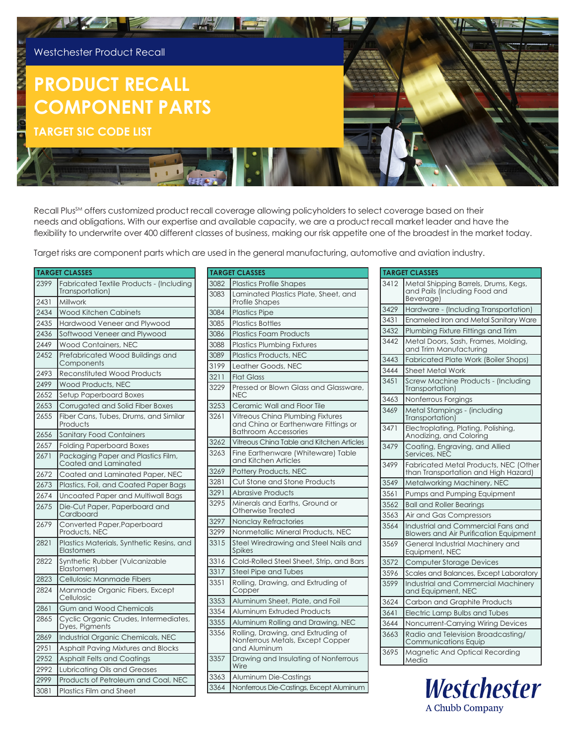Westchester Product Recall

# PRODUCT RECALL COMPONENT PARTS

## TARGET SIC CODE LIST

Recall Plus[SM] offers customized product recall coverage allowing policyholders to select coverage based on their needs and obligations. With our expertise and available capacity, we are a product recall market leader and have the flexibility to underwrite over 400 different classes of business, making our risk appetite one of the broadest in the market today.

Target risks are component parts which are used in the general manufacturing, automotive and aviation industry.

| TARGET CLASSES | |
|---|---|
| 2399 | Fabricated Textile Products - (Including Transportation) |
| 2431 | Millwork |
| 2434 | Wood Kitchen Cabinets |
| 2435 | Hardwood Veneer and Plywood |
| 2436 | Softwood Veneer and Plywood |
| 2449 | Wood Containers, NEC |
| 2452 | Prefabricated Wood Buildings and Components |
| 2493 | Reconstituted Wood Products |
| 2499 | Wood Products, NEC |
| 2652 | Setup Paperboard Boxes |
| 2653 | Corrugated and Solid Fiber Boxes |
| 2655 | Fiber Cans, Tubes, Drums, and Similar Products |
| 2656 | Sanitary Food Containers |
| 2657 | Folding Paperboard Boxes |
| 2671 | Packaging Paper and Plastics Film, Coated and Laminated |
| 2672 | Coated and Laminated Paper, NEC |
| 2673 | Plastics, Foil, and Coated Paper Bags |
| 2674 | Uncoated Paper and Multiwall Bags |
| 2675 | Die-Cut Paper, Paperboard and Cardboard |
| 2679 | Converted Paper,Paperboard Products, NEC |
| 2821 | Plastics Materials, Synthetic Resins, and Elastomers |
| 2822 | Synthetic Rubber (Vulcanizable Elastomers) |
| 2823 | Cellulosic Manmade Fibers |
| 2824 | Manmade Organic Fibers, Except Cellulosic |
| 2861 | Gum and Wood Chemicals |
| 2865 | Cyclic Organic Crudes, Intermediates, Dyes, Pigments |
| 2869 | Industrial Organic Chemicals, NEC |
| 2951 | Asphalt Paving Mixtures and Blocks |
| 2952 | Asphalt Felts and Coatings |
| 2992 | Lubricating Oils and Greases |
| 2999 | Products of Petroleum and Coal, NEC |
| 3081 | Plastics Film and Sheet |

| TARGET CLASSES | |
|---|---|
| 3082 | Plastics Profile Shapes |
| 3083 | Laminated Plastics Plate, Sheet, and Profile Shapes |
| 3084 | Plastics Pipe |
| 3085 | Plastics Bottles |
| 3086 | Plastics Foam Products |
| 3088 | Plastics Plumbing Fixtures |
| 3089 | Plastics Products, NEC |
| 3199 | Leather Goods, NEC |
| 3211 | Flat Glass |
| 3229 | Pressed or Blown Glass and Glassware, NEC |
| 3253 | Ceramic Wall and Floor Tile |
| 3261 | Vitreous China Plumbing Fixtures and China or Earthenware Fittings or Bathroom Accessories |
| 3262 | Vitreous China Table and Kitchen Articles |
| 3263 | Fine Earthenware (Whiteware) Table and Kitchen Articles |
| 3269 | Pottery Products, NEC |
| 3281 | Cut Stone and Stone Products |
| 3291 | Abrasive Products |
| 3295 | Minerals and Earths, Ground or Otherwise Treated |
| 3297 | Nonclay Refractories |
| 3299 | Nonmetallic Mineral Products, NEC |
| 3315 | Steel Wiredrawing and Steel Nails and Spikes |
| 3316 | Cold-Rolled Steel Sheet, Strip, and Bars |
| 3317 | Steel Pipe and Tubes |
| 3351 | Rolling, Drawing, and Extruding of Copper |
| 3353 | Aluminum Sheet, Plate, and Foil |
| 3354 | Aluminum Extruded Products |
| 3355 | Aluminum Rolling and Drawing, NEC |
| 3356 | Rolling, Drawing, and Extruding of Nonferrous Metals, Except Copper and Aluminum |
| 3357 | Drawing and Insulating of Nonferrous Wire |
| 3363 | Aluminum Die-Castings |
| 3364 | Nonferrous Die-Castings, Except Aluminum |

| TARGET CLASSES | |
|---|---|
| 3412 | Metal Shipping Barrels, Drums, Kegs, and Pails (Including Food and Beverage) |
| 3429 | Hardware - (Including Transportation) |
| 3431 | Enameled Iron and Metal Sanitary Ware |
| 3432 | Plumbing Fixture Fittings and Trim |
| 3442 | Metal Doors, Sash, Frames, Molding, and Trim Manufacturing |
| 3443 | Fabricated Plate Work (Boiler Shops) |
| 3444 | Sheet Metal Work |
| 3451 | Screw Machine Products - (Including Transportation) |
| 3463 | Nonferrous Forgings |
| 3469 | Metal Stampings - (including Transportation) |
| 3471 | Electroplating, Plating, Polishing, Anodizing, and Coloring |
| 3479 | Coating, Engraving, and Allied Services, NEC |
| 3499 | Fabricated Metal Products, NEC (Other than Transportation and High Hazard) |
| 3549 | Metalworking Machinery, NEC |
| 3561 | Pumps and Pumping Equipment |
| 3562 | Ball and Roller Bearings |
| 3563 | Air and Gas Compressors |
| 3564 | Industrial and Commercial Fans and Blowers and Air Purification Equipment |
| 3569 | General Industrial Machinery and Equipment, NEC |
| 3572 | Computer Storage Devices |
| 3596 | Scales and Balances, Except Laboratory |
| 3599 | Industrial and Commercial Machinery and Equipment, NEC |
| 3624 | Carbon and Graphite Products |
| 3641 | Electric Lamp Bulbs and Tubes |
| 3644 | Noncurrent-Carrying Wiring Devices |
| 3663 | Radio and Television Broadcasting/ Communications Equip |
| 3695 | Magnetic And Optical Recording Media |

Westchester
A Chubb Company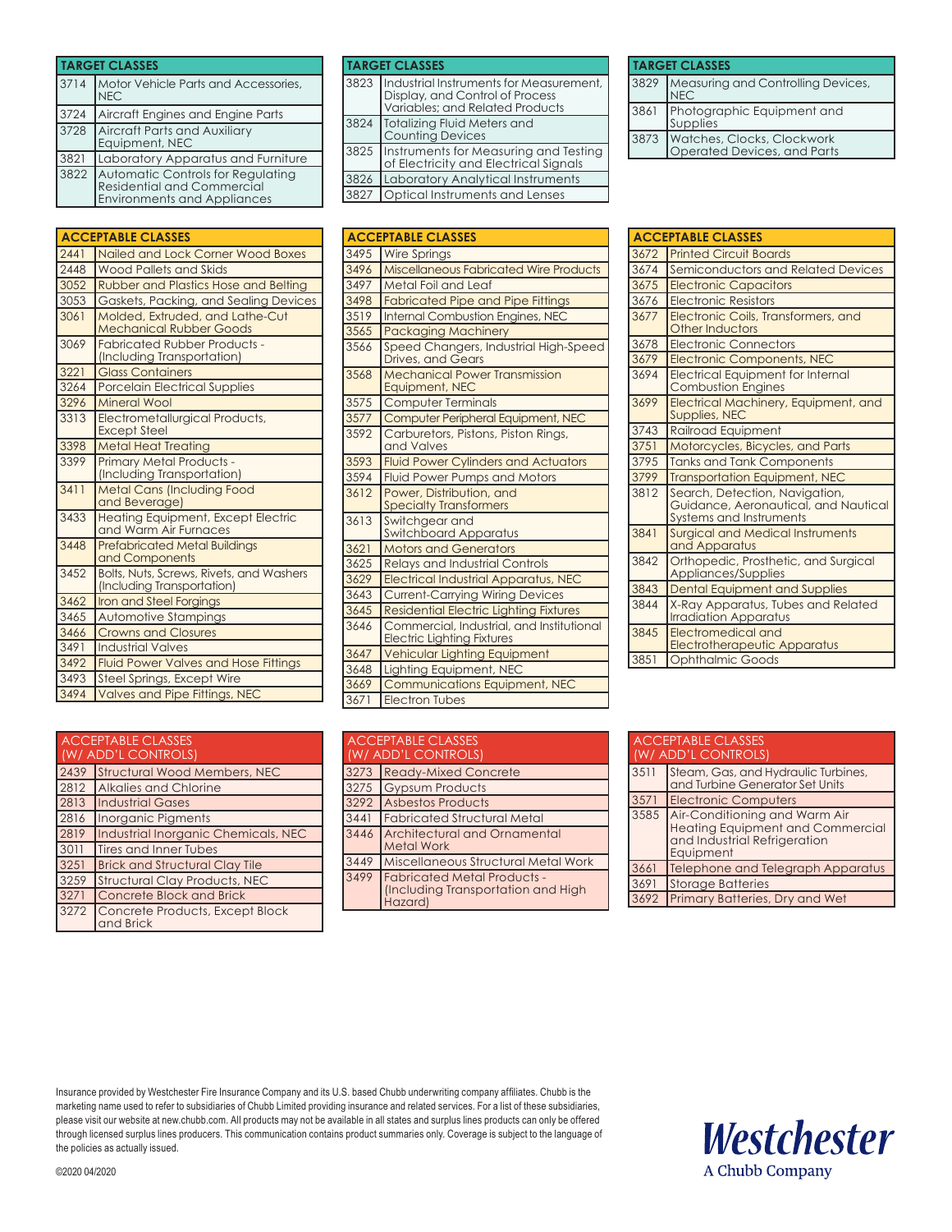## TARGET CLASSES

| | |
|---|---|
| 3714 | Motor Vehicle Parts and Accessories, NEC |
| 3724 | Aircraft Engines and Engine Parts |
| 3728 | Aircraft Parts and Auxiliary Equipment, NEC |
| 3821 | Laboratory Apparatus and Furniture |
| 3822 | Automatic Controls for Regulating Residential and Commercial Environments and Appliances |
| 3823 | Industrial Instruments for Measurement, Display, and Control of Process Variables; and Related Products |
| 3824 | Totalizing Fluid Meters and Counting Devices |
| 3825 | Instruments for Measuring and Testing of Electricity and Electrical Signals |
| 3826 | Laboratory Analytical Instruments |
| 3827 | Optical Instruments and Lenses |
| 3829 | Measuring and Controlling Devices, NEC |
| 3861 | Photographic Equipment and Supplies |
| 3873 | Watches, Clocks, Clockwork Operated Devices, and Parts |

## ACCEPTABLE CLASSES

| | |
|---|---|
| 2441 | Nailed and Lock Corner Wood Boxes |
| 2448 | Wood Pallets and Skids |
| 3052 | Rubber and Plastics Hose and Belting |
| 3053 | Gaskets, Packing, and Sealing Devices |
| 3061 | Molded, Extruded, and Lathe-Cut Mechanical Rubber Goods |
| 3069 | Fabricated Rubber Products - (Including Transportation) |
| 3221 | Glass Containers |
| 3264 | Porcelain Electrical Supplies |
| 3296 | Mineral Wool |
| 3313 | Electrometallurgical Products, Except Steel |
| 3398 | Metal Heat Treating |
| 3399 | Primary Metal Products - (Including Transportation) |
| 3411 | Metal Cans (Including Food and Beverage) |
| 3433 | Heating Equipment, Except Electric and Warm Air Furnaces |
| 3448 | Prefabricated Metal Buildings and Components |
| 3452 | Bolts, Nuts, Screws, Rivets, and Washers (Including Transportation) |
| 3462 | Iron and Steel Forgings |
| 3465 | Automotive Stampings |
| 3466 | Crowns and Closures |
| 3491 | Industrial Valves |
| 3492 | Fluid Power Valves and Hose Fittings |
| 3493 | Steel Springs, Except Wire |
| 3494 | Valves and Pipe Fittings, NEC |
| 3495 | Wire Springs |
| 3496 | Miscellaneous Fabricated Wire Products |
| 3497 | Metal Foil and Leaf |
| 3498 | Fabricated Pipe and Pipe Fittings |
| 3519 | Internal Combustion Engines, NEC |
| 3565 | Packaging Machinery |
| 3566 | Speed Changers, Industrial High-Speed Drives, and Gears |
| 3568 | Mechanical Power Transmission Equipment, NEC |
| 3575 | Computer Terminals |
| 3577 | Computer Peripheral Equipment, NEC |
| 3592 | Carburetors, Pistons, Piston Rings, and Valves |
| 3593 | Fluid Power Cylinders and Actuators |
| 3594 | Fluid Power Pumps and Motors |
| 3612 | Power, Distribution, and Specialty Transformers |
| 3613 | Switchgear and Switchboard Apparatus |
| 3621 | Motors and Generators |
| 3625 | Relays and Industrial Controls |
| 3629 | Electrical Industrial Apparatus, NEC |
| 3643 | Current-Carrying Wiring Devices |
| 3645 | Residential Electric Lighting Fixtures |
| 3646 | Commercial, Industrial, and Institutional Electric Lighting Fixtures |
| 3647 | Vehicular Lighting Equipment |
| 3648 | Lighting Equipment, NEC |
| 3669 | Communications Equipment, NEC |
| 3671 | Electron Tubes |
| 3672 | Printed Circuit Boards |
| 3674 | Semiconductors and Related Devices |
| 3675 | Electronic Capacitors |
| 3676 | Electronic Resistors |
| 3677 | Electronic Coils, Transformers, and Other Inductors |
| 3678 | Electronic Connectors |
| 3679 | Electronic Components, NEC |
| 3694 | Electrical Equipment for Internal Combustion Engines |
| 3699 | Electrical Machinery, Equipment, and Supplies, NEC |
| 3743 | Railroad Equipment |
| 3751 | Motorcycles, Bicycles, and Parts |
| 3795 | Tanks and Tank Components |
| 3799 | Transportation Equipment, NEC |
| 3812 | Search, Detection, Navigation, Guidance, Aeronautical, and Nautical Systems and Instruments |
| 3841 | Surgical and Medical Instruments and Apparatus |
| 3842 | Orthopedic, Prosthetic, and Surgical Appliances/Supplies |
| 3843 | Dental Equipment and Supplies |
| 3844 | X-Ray Apparatus, Tubes and Related Irradiation Apparatus |
| 3845 | Electromedical and Electrotherapeutic Apparatus |
| 3851 | Ophthalmic Goods |

## ACCEPTABLE CLASSES (W/ ADD'L CONTROLS)

| | |
|---|---|
| 2439 | Structural Wood Members, NEC |
| 2812 | Alkalies and Chlorine |
| 2813 | Industrial Gases |
| 2816 | Inorganic Pigments |
| 2819 | Industrial Inorganic Chemicals, NEC |
| 3011 | Tires and Inner Tubes |
| 3251 | Brick and Structural Clay Tile |
| 3259 | Structural Clay Products, NEC |
| 3271 | Concrete Block and Brick |
| 3272 | Concrete Products, Except Block and Brick |
| 3273 | Ready-Mixed Concrete |
| 3275 | Gypsum Products |
| 3292 | Asbestos Products |
| 3441 | Fabricated Structural Metal |
| 3446 | Architectural and Ornamental Metal Work |
| 3449 | Miscellaneous Structural Metal Work |
| 3499 | Fabricated Metal Products - (Including Transportation and High Hazard) |
| 3511 | Steam, Gas, and Hydraulic Turbines, and Turbine Generator Set Units |
| 3571 | Electronic Computers |
| 3585 | Air-Conditioning and Warm Air Heating Equipment and Commercial and Industrial Refrigeration Equipment |
| 3661 | Telephone and Telegraph Apparatus |
| 3691 | Storage Batteries |
| 3692 | Primary Batteries, Dry and Wet |

Insurance provided by Westchester Fire Insurance Company and its U.S. based Chubb underwriting company affiliates. Chubb is the marketing name used to refer to subsidiaries of Chubb Limited providing insurance and related services. For a list of these subsidiaries, please visit our website at new.chubb.com. All products may not be available in all states and surplus lines products can only be offered through licensed surplus lines producers. This communication contains product summaries only. Coverage is subject to the language of the policies as actually issued.

©2020 04/2020

**Westchester**
A Chubb Company